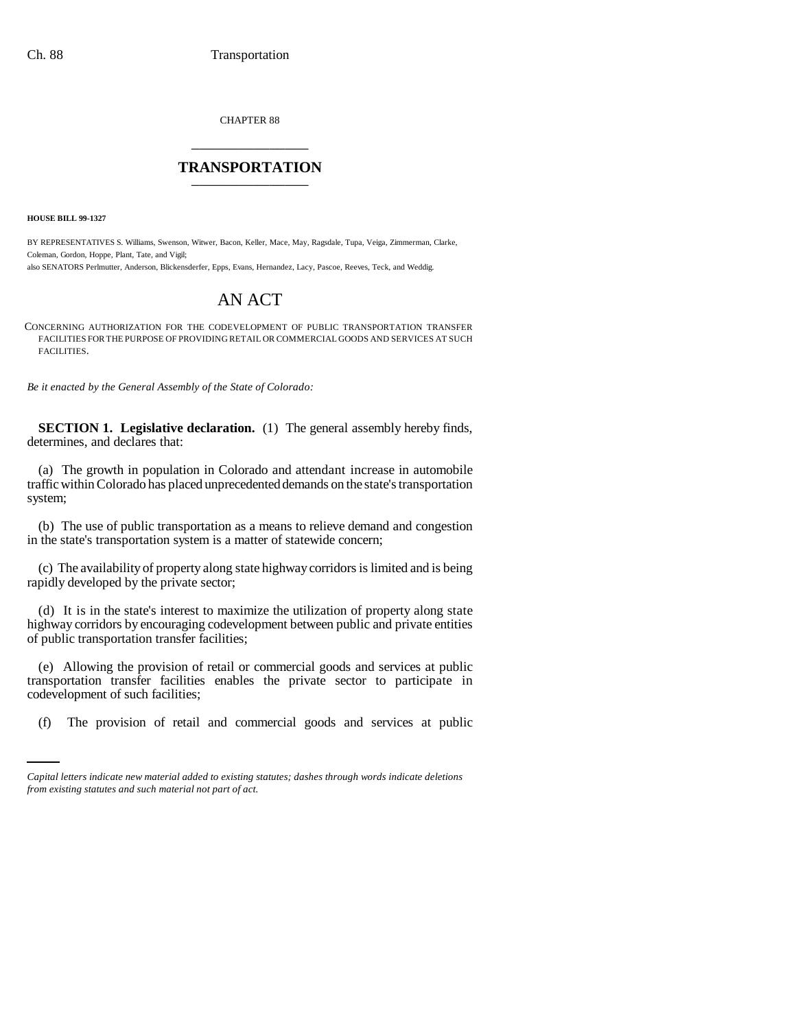CHAPTER 88

# TRANSPORTATION

**HOUSE BILL 99-1327**

BY REPRESENTATIVES S. Williams, Swenson, Witwer, Bacon, Keller, Mace, May, Ragsdale, Tupa, Veiga, Zimmerman, Clarke, Coleman, Gordon, Hoppe, Plant, Tate, and Vigil;
also SENATORS Perlmutter, Anderson, Blickensderfer, Epps, Evans, Hernandez, Lacy, Pascoe, Reeves, Teck, and Weddig.

# AN ACT

CONCERNING AUTHORIZATION FOR THE CODEVELOPMENT OF PUBLIC TRANSPORTATION TRANSFER FACILITIES FOR THE PURPOSE OF PROVIDING RETAIL OR COMMERCIAL GOODS AND SERVICES AT SUCH FACILITIES.

*Be it enacted by the General Assembly of the State of Colorado:*

**SECTION 1. Legislative declaration.** (1) The general assembly hereby finds, determines, and declares that:

(a) The growth in population in Colorado and attendant increase in automobile traffic within Colorado has placed unprecedented demands on the state's transportation system;

(b) The use of public transportation as a means to relieve demand and congestion in the state's transportation system is a matter of statewide concern;

(c) The availability of property along state highway corridors is limited and is being rapidly developed by the private sector;

(d) It is in the state's interest to maximize the utilization of property along state highway corridors by encouraging codevelopment between public and private entities of public transportation transfer facilities;

(e) Allowing the provision of retail or commercial goods and services at public transportation transfer facilities enables the private sector to participate in codevelopment of such facilities;

(f) The provision of retail and commercial goods and services at public

*Capital letters indicate new material added to existing statutes; dashes through words indicate deletions from existing statutes and such material not part of act.*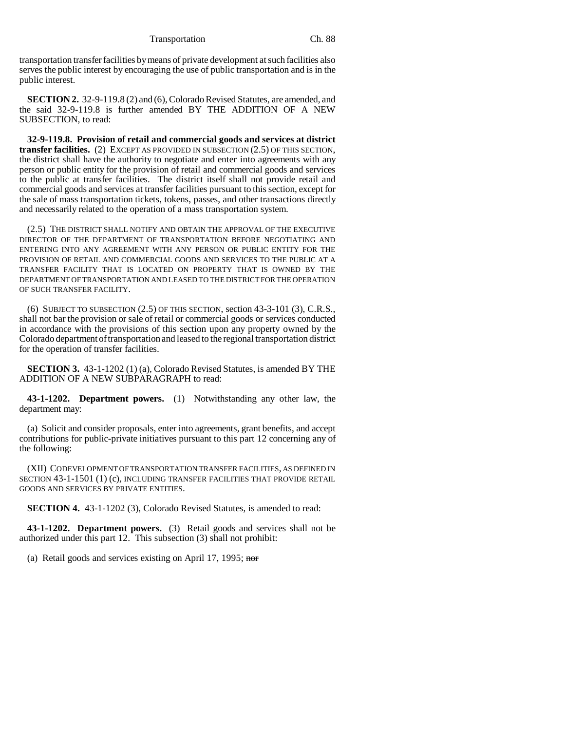transportation transfer facilities by means of private development at such facilities also serves the public interest by encouraging the use of public transportation and is in the public interest.

**SECTION 2.** 32-9-119.8 (2) and (6), Colorado Revised Statutes, are amended, and the said 32-9-119.8 is further amended BY THE ADDITION OF A NEW SUBSECTION, to read:

**32-9-119.8. Provision of retail and commercial goods and services at district transfer facilities.** (2) EXCEPT AS PROVIDED IN SUBSECTION (2.5) OF THIS SECTION, the district shall have the authority to negotiate and enter into agreements with any person or public entity for the provision of retail and commercial goods and services to the public at transfer facilities. The district itself shall not provide retail and commercial goods and services at transfer facilities pursuant to this section, except for the sale of mass transportation tickets, tokens, passes, and other transactions directly and necessarily related to the operation of a mass transportation system.

(2.5) THE DISTRICT SHALL NOTIFY AND OBTAIN THE APPROVAL OF THE EXECUTIVE DIRECTOR OF THE DEPARTMENT OF TRANSPORTATION BEFORE NEGOTIATING AND ENTERING INTO ANY AGREEMENT WITH ANY PERSON OR PUBLIC ENTITY FOR THE PROVISION OF RETAIL AND COMMERCIAL GOODS AND SERVICES TO THE PUBLIC AT A TRANSFER FACILITY THAT IS LOCATED ON PROPERTY THAT IS OWNED BY THE DEPARTMENT OF TRANSPORTATION AND LEASED TO THE DISTRICT FOR THE OPERATION OF SUCH TRANSFER FACILITY.

(6) SUBJECT TO SUBSECTION (2.5) OF THIS SECTION, section 43-3-101 (3), C.R.S., shall not bar the provision or sale of retail or commercial goods or services conducted in accordance with the provisions of this section upon any property owned by the Colorado department of transportation and leased to the regional transportation district for the operation of transfer facilities.

**SECTION 3.** 43-1-1202 (1) (a), Colorado Revised Statutes, is amended BY THE ADDITION OF A NEW SUBPARAGRAPH to read:

**43-1-1202. Department powers.** (1) Notwithstanding any other law, the department may:

(a) Solicit and consider proposals, enter into agreements, grant benefits, and accept contributions for public-private initiatives pursuant to this part 12 concerning any of the following:

(XII) CODEVELOPMENT OF TRANSPORTATION TRANSFER FACILITIES, AS DEFINED IN SECTION 43-1-1501 (1) (c), INCLUDING TRANSFER FACILITIES THAT PROVIDE RETAIL GOODS AND SERVICES BY PRIVATE ENTITIES.

**SECTION 4.** 43-1-1202 (3), Colorado Revised Statutes, is amended to read:

**43-1-1202. Department powers.** (3) Retail goods and services shall not be authorized under this part 12. This subsection (3) shall not prohibit:

(a) Retail goods and services existing on April 17, 1995; ~~nor~~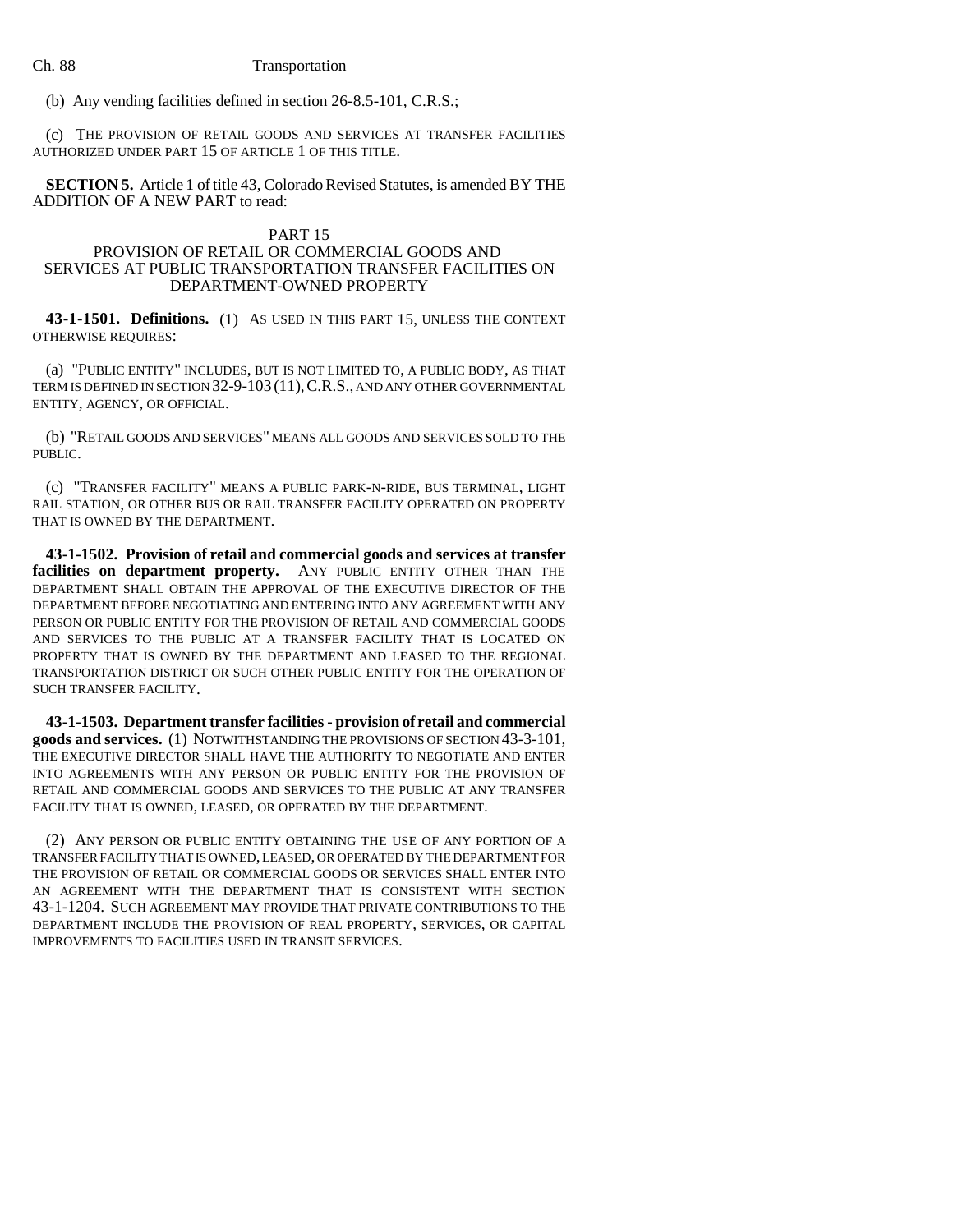(b) Any vending facilities defined in section 26-8.5-101, C.R.S.;

(c) THE PROVISION OF RETAIL GOODS AND SERVICES AT TRANSFER FACILITIES AUTHORIZED UNDER PART 15 OF ARTICLE 1 OF THIS TITLE.

**SECTION 5.** Article 1 of title 43, Colorado Revised Statutes, is amended BY THE ADDITION OF A NEW PART to read:

PART 15
PROVISION OF RETAIL OR COMMERCIAL GOODS AND SERVICES AT PUBLIC TRANSPORTATION TRANSFER FACILITIES ON DEPARTMENT-OWNED PROPERTY

**43-1-1501. Definitions.** (1) AS USED IN THIS PART 15, UNLESS THE CONTEXT OTHERWISE REQUIRES:

(a) "PUBLIC ENTITY" INCLUDES, BUT IS NOT LIMITED TO, A PUBLIC BODY, AS THAT TERM IS DEFINED IN SECTION 32-9-103 (11), C.R.S., AND ANY OTHER GOVERNMENTAL ENTITY, AGENCY, OR OFFICIAL.

(b) "RETAIL GOODS AND SERVICES" MEANS ALL GOODS AND SERVICES SOLD TO THE PUBLIC.

(c) "TRANSFER FACILITY" MEANS A PUBLIC PARK-N-RIDE, BUS TERMINAL, LIGHT RAIL STATION, OR OTHER BUS OR RAIL TRANSFER FACILITY OPERATED ON PROPERTY THAT IS OWNED BY THE DEPARTMENT.

**43-1-1502. Provision of retail and commercial goods and services at transfer facilities on department property.** ANY PUBLIC ENTITY OTHER THAN THE DEPARTMENT SHALL OBTAIN THE APPROVAL OF THE EXECUTIVE DIRECTOR OF THE DEPARTMENT BEFORE NEGOTIATING AND ENTERING INTO ANY AGREEMENT WITH ANY PERSON OR PUBLIC ENTITY FOR THE PROVISION OF RETAIL AND COMMERCIAL GOODS AND SERVICES TO THE PUBLIC AT A TRANSFER FACILITY THAT IS LOCATED ON PROPERTY THAT IS OWNED BY THE DEPARTMENT AND LEASED TO THE REGIONAL TRANSPORTATION DISTRICT OR SUCH OTHER PUBLIC ENTITY FOR THE OPERATION OF SUCH TRANSFER FACILITY.

**43-1-1503. Department transfer facilities - provision of retail and commercial goods and services.** (1) NOTWITHSTANDING THE PROVISIONS OF SECTION 43-3-101, THE EXECUTIVE DIRECTOR SHALL HAVE THE AUTHORITY TO NEGOTIATE AND ENTER INTO AGREEMENTS WITH ANY PERSON OR PUBLIC ENTITY FOR THE PROVISION OF RETAIL AND COMMERCIAL GOODS AND SERVICES TO THE PUBLIC AT ANY TRANSFER FACILITY THAT IS OWNED, LEASED, OR OPERATED BY THE DEPARTMENT.

(2) ANY PERSON OR PUBLIC ENTITY OBTAINING THE USE OF ANY PORTION OF A TRANSFER FACILITY THAT IS OWNED, LEASED, OR OPERATED BY THE DEPARTMENT FOR THE PROVISION OF RETAIL OR COMMERCIAL GOODS OR SERVICES SHALL ENTER INTO AN AGREEMENT WITH THE DEPARTMENT THAT IS CONSISTENT WITH SECTION 43-1-1204. SUCH AGREEMENT MAY PROVIDE THAT PRIVATE CONTRIBUTIONS TO THE DEPARTMENT INCLUDE THE PROVISION OF REAL PROPERTY, SERVICES, OR CAPITAL IMPROVEMENTS TO FACILITIES USED IN TRANSIT SERVICES.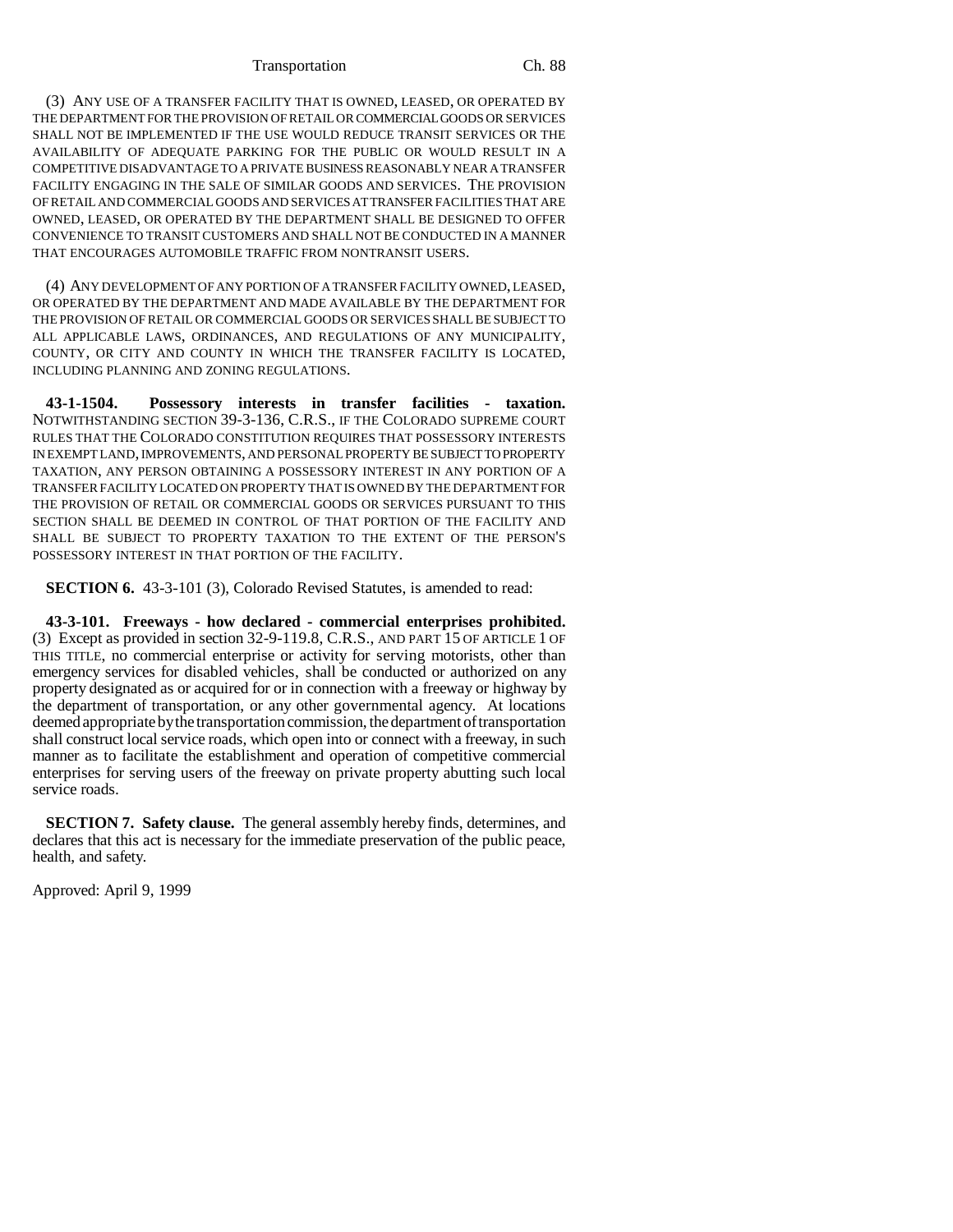(3) ANY USE OF A TRANSFER FACILITY THAT IS OWNED, LEASED, OR OPERATED BY THE DEPARTMENT FOR THE PROVISION OF RETAIL OR COMMERCIAL GOODS OR SERVICES SHALL NOT BE IMPLEMENTED IF THE USE WOULD REDUCE TRANSIT SERVICES OR THE AVAILABILITY OF ADEQUATE PARKING FOR THE PUBLIC OR WOULD RESULT IN A COMPETITIVE DISADVANTAGE TO A PRIVATE BUSINESS REASONABLY NEAR A TRANSFER FACILITY ENGAGING IN THE SALE OF SIMILAR GOODS AND SERVICES. THE PROVISION OF RETAIL AND COMMERCIAL GOODS AND SERVICES AT TRANSFER FACILITIES THAT ARE OWNED, LEASED, OR OPERATED BY THE DEPARTMENT SHALL BE DESIGNED TO OFFER CONVENIENCE TO TRANSIT CUSTOMERS AND SHALL NOT BE CONDUCTED IN A MANNER THAT ENCOURAGES AUTOMOBILE TRAFFIC FROM NONTRANSIT USERS.

(4) ANY DEVELOPMENT OF ANY PORTION OF A TRANSFER FACILITY OWNED, LEASED, OR OPERATED BY THE DEPARTMENT AND MADE AVAILABLE BY THE DEPARTMENT FOR THE PROVISION OF RETAIL OR COMMERCIAL GOODS OR SERVICES SHALL BE SUBJECT TO ALL APPLICABLE LAWS, ORDINANCES, AND REGULATIONS OF ANY MUNICIPALITY, COUNTY, OR CITY AND COUNTY IN WHICH THE TRANSFER FACILITY IS LOCATED, INCLUDING PLANNING AND ZONING REGULATIONS.

**43-1-1504. Possessory interests in transfer facilities - taxation.** NOTWITHSTANDING SECTION 39-3-136, C.R.S., IF THE COLORADO SUPREME COURT RULES THAT THE COLORADO CONSTITUTION REQUIRES THAT POSSESSORY INTERESTS IN EXEMPT LAND, IMPROVEMENTS, AND PERSONAL PROPERTY BE SUBJECT TO PROPERTY TAXATION, ANY PERSON OBTAINING A POSSESSORY INTEREST IN ANY PORTION OF A TRANSFER FACILITY LOCATED ON PROPERTY THAT IS OWNED BY THE DEPARTMENT FOR THE PROVISION OF RETAIL OR COMMERCIAL GOODS OR SERVICES PURSUANT TO THIS SECTION SHALL BE DEEMED IN CONTROL OF THAT PORTION OF THE FACILITY AND SHALL BE SUBJECT TO PROPERTY TAXATION TO THE EXTENT OF THE PERSON'S POSSESSORY INTEREST IN THAT PORTION OF THE FACILITY.

**SECTION 6.** 43-3-101 (3), Colorado Revised Statutes, is amended to read:

**43-3-101. Freeways - how declared - commercial enterprises prohibited.** (3) Except as provided in section 32-9-119.8, C.R.S., AND PART 15 OF ARTICLE 1 OF THIS TITLE, no commercial enterprise or activity for serving motorists, other than emergency services for disabled vehicles, shall be conducted or authorized on any property designated as or acquired for or in connection with a freeway or highway by the department of transportation, or any other governmental agency. At locations deemed appropriate by the transportation commission, the department of transportation shall construct local service roads, which open into or connect with a freeway, in such manner as to facilitate the establishment and operation of competitive commercial enterprises for serving users of the freeway on private property abutting such local service roads.

**SECTION 7. Safety clause.** The general assembly hereby finds, determines, and declares that this act is necessary for the immediate preservation of the public peace, health, and safety.

Approved: April 9, 1999